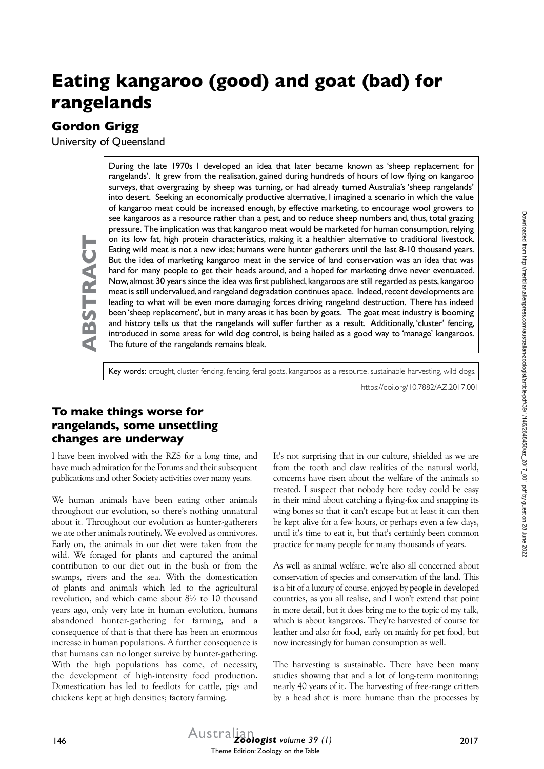# Eating kangaroo (good) and goat (bad) for rangelands

## Gordon Grigg

University of Queensland

**ABSTRACT**

During the late 1970s I developed an idea that later became known as 'sheep replacement for rangelands'. It grew from the realisation, gained during hundreds of hours of low flying on kangaroo surveys, that overgrazing by sheep was turning, or had already turned Australia's 'sheep rangelands' into desert. Seeking an economically productive alternative, I imagined a scenario in which the value of kangaroo meat could be increased enough, by effective marketing, to encourage wool growers to see kangaroos as a resource rather than a pest, and to reduce sheep numbers and, thus, total grazing pressure. The implication was that kangaroo meat would be marketed for human consumption, relying on its low fat, high protein characteristics, making it a healthier alternative to traditional livestock. Eating wild meat is not a new idea; humans were hunter gatherers until the last 8-10 thousand years. But the idea of marketing kangaroo meat in the service of land conservation was an idea that was hard for many people to get their heads around, and a hoped for marketing drive never eventuated. Now, almost 30 years since the idea was first published, kangaroos are still regarded as pests, kangaroo meat is still undervalued, and rangeland degradation continues apace. Indeed, recent developments are leading to what will be even more damaging forces driving rangeland destruction. There has indeed been 'sheep replacement', but in many areas it has been by goats. The goat meat industry is booming and history tells us that the rangelands will suffer further as a result. Additionally, 'cluster' fencing, introduced in some areas for wild dog control, is being hailed as a good way to 'manage' kangaroos. The future of the rangelands remains bleak.

Key words: drought, cluster fencing, fencing, feral goats, kangaroos as a resource, sustainable harvesting, wild dogs.

https://doi.org/10.7882/AZ.2017.001

### To make things worse for rangelands, some unsettling changes are underway

I have been involved with the RZS for a long time, and have much admiration for the Forums and their subsequent publications and other Society activities over many years.

We human animals have been eating other animals throughout our evolution, so there's nothing unnatural about it. Throughout our evolution as hunter-gatherers we ate other animals routinely. We evolved as omnivores. Early on, the animals in our diet were taken from the wild. We foraged for plants and captured the animal contribution to our diet out in the bush or from the swamps, rivers and the sea. With the domestication of plants and animals which led to the agricultural revolution, and which came about 8½ to 10 thousand years ago, only very late in human evolution, humans abandoned hunter-gathering for farming, and a consequence of that is that there has been an enormous increase in human populations. A further consequence is that humans can no longer survive by hunter-gathering. With the high populations has come, of necessity, the development of high-intensity food production. Domestication has led to feedlots for cattle, pigs and chickens kept at high densities; factory farming.

It's not surprising that in our culture, shielded as we are from the tooth and claw realities of the natural world, concerns have risen about the welfare of the animals so treated. I suspect that nobody here today could be easy in their mind about catching a flying-fox and snapping its wing bones so that it can't escape but at least it can then be kept alive for a few hours, or perhaps even a few days, until it's time to eat it, but that's certainly been common practice for many people for many thousands of years.

As well as animal welfare, we're also all concerned about conservation of species and conservation of the land. This is a bit of a luxury of course, enjoyed by people in developed countries, as you all realise, and I won't extend that point in more detail, but it does bring me to the topic of my talk, which is about kangaroos. They're harvested of course for leather and also for food, early on mainly for pet food, but now increasingly for human consumption as well.

The harvesting is sustainable. There have been many studies showing that and a lot of long-term monitoring; nearly 40 years of it. The harvesting of free-range critters by a head shot is more humane than the processes by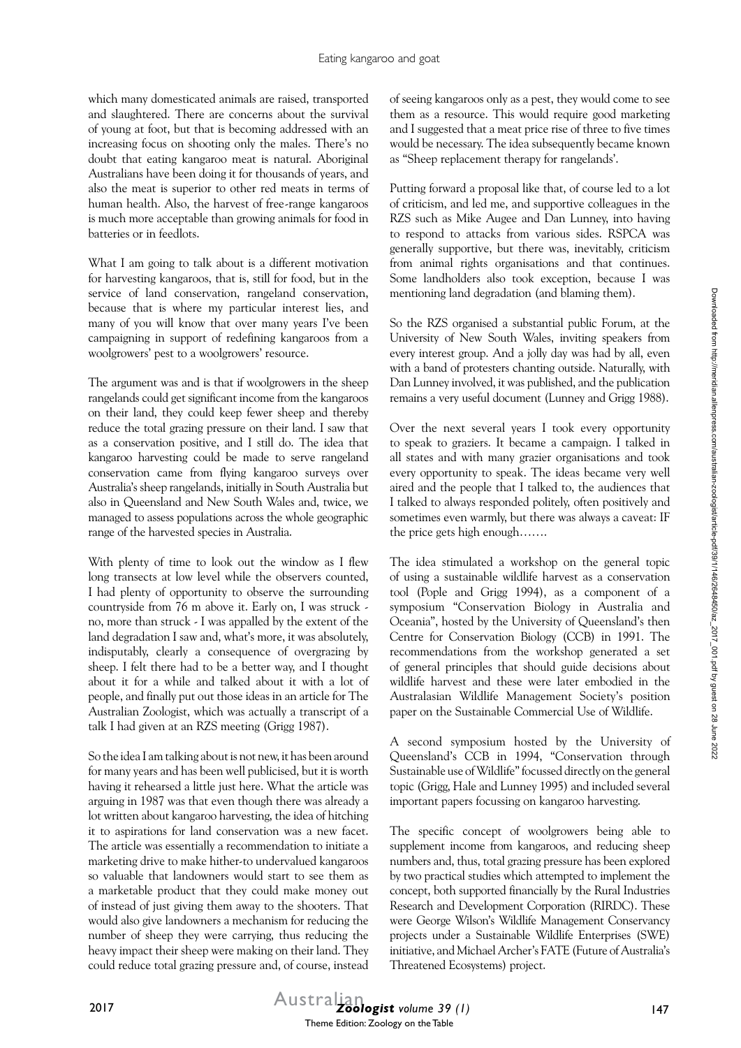which many domesticated animals are raised, transported and slaughtered. There are concerns about the survival of young at foot, but that is becoming addressed with an increasing focus on shooting only the males. There's no doubt that eating kangaroo meat is natural. Aboriginal Australians have been doing it for thousands of years, and also the meat is superior to other red meats in terms of human health. Also, the harvest of free-range kangaroos is much more acceptable than growing animals for food in batteries or in feedlots.

What I am going to talk about is a different motivation for harvesting kangaroos, that is, still for food, but in the service of land conservation, rangeland conservation, because that is where my particular interest lies, and many of you will know that over many years I've been campaigning in support of redefining kangaroos from a woolgrowers' pest to a woolgrowers' resource.

The argument was and is that if woolgrowers in the sheep rangelands could get significant income from the kangaroos on their land, they could keep fewer sheep and thereby reduce the total grazing pressure on their land. I saw that as a conservation positive, and I still do. The idea that kangaroo harvesting could be made to serve rangeland conservation came from flying kangaroo surveys over Australia's sheep rangelands, initially in South Australia but also in Queensland and New South Wales and, twice, we managed to assess populations across the whole geographic range of the harvested species in Australia.

With plenty of time to look out the window as I flew long transects at low level while the observers counted, I had plenty of opportunity to observe the surrounding countryside from 76 m above it. Early on, I was struck - no, more than struck - I was appalled by the extent of the land degradation I saw and, what's more, it was absolutely, indisputably, clearly a consequence of overgrazing by sheep. I felt there had to be a better way, and I thought about it for a while and talked about it with a lot of people, and finally put out those ideas in an article for The Australian Zoologist, which was actually a transcript of a talk I had given at an RZS meeting (Grigg 1987).

So the idea I am talking about is not new, it has been around for many years and has been well publicised, but it is worth having it rehearsed a little just here. What the article was arguing in 1987 was that even though there was already a lot written about kangaroo harvesting, the idea of hitching it to aspirations for land conservation was a new facet. The article was essentially a recommendation to initiate a marketing drive to make hither-to undervalued kangaroos so valuable that landowners would start to see them as a marketable product that they could make money out of instead of just giving them away to the shooters. That would also give landowners a mechanism for reducing the number of sheep they were carrying, thus reducing the heavy impact their sheep were making on their land. They could reduce total grazing pressure and, of course, instead of seeing kangaroos only as a pest, they would come to see them as a resource. This would require good marketing and I suggested that a meat price rise of three to five times would be necessary. The idea subsequently became known as "Sheep replacement therapy for rangelands'.

Putting forward a proposal like that, of course led to a lot of criticism, and led me, and supportive colleagues in the RZS such as Mike Augee and Dan Lunney, into having to respond to attacks from various sides. RSPCA was generally supportive, but there was, inevitably, criticism from animal rights organisations and that continues. Some landholders also took exception, because I was mentioning land degradation (and blaming them).

So the RZS organised a substantial public Forum, at the University of New South Wales, inviting speakers from every interest group. And a jolly day was had by all, even with a band of protesters chanting outside. Naturally, with Dan Lunney involved, it was published, and the publication remains a very useful document (Lunney and Grigg 1988).

Over the next several years I took every opportunity to speak to graziers. It became a campaign. I talked in all states and with many grazier organisations and took every opportunity to speak. The ideas became very well aired and the people that I talked to, the audiences that I talked to always responded politely, often positively and sometimes even warmly, but there was always a caveat: IF the price gets high enough…….

The idea stimulated a workshop on the general topic of using a sustainable wildlife harvest as a conservation tool (Pople and Grigg 1994), as a component of a symposium "Conservation Biology in Australia and Oceania", hosted by the University of Queensland's then Centre for Conservation Biology (CCB) in 1991. The recommendations from the workshop generated a set of general principles that should guide decisions about wildlife harvest and these were later embodied in the Australasian Wildlife Management Society's position paper on the Sustainable Commercial Use of Wildlife.

A second symposium hosted by the University of Queensland's CCB in 1994, "Conservation through Sustainable use of Wildlife" focussed directly on the general topic (Grigg, Hale and Lunney 1995) and included several important papers focussing on kangaroo harvesting.

The specific concept of woolgrowers being able to supplement income from kangaroos, and reducing sheep numbers and, thus, total grazing pressure has been explored by two practical studies which attempted to implement the concept, both supported financially by the Rural Industries Research and Development Corporation (RIRDC). These were George Wilson's Wildlife Management Conservancy projects under a Sustainable Wildlife Enterprises (SWE) initiative, and Michael Archer's FATE (Future of Australia's Threatened Ecosystems) project.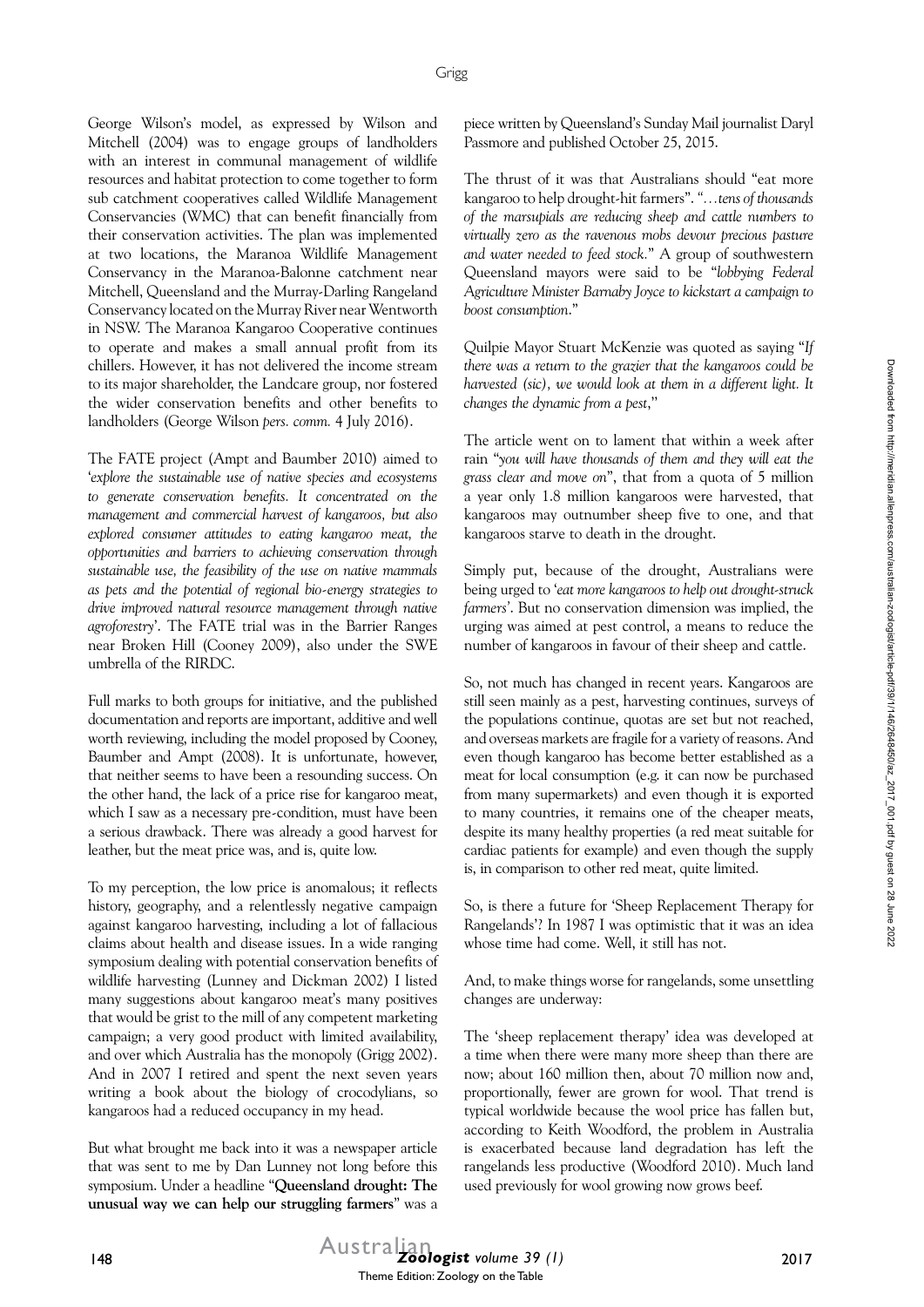George Wilson's model, as expressed by Wilson and Mitchell (2004) was to engage groups of landholders with an interest in communal management of wildlife resources and habitat protection to come together to form sub catchment cooperatives called Wildlife Management Conservancies (WMC) that can benefit financially from their conservation activities. The plan was implemented at two locations, the Maranoa Wildlife Management Conservancy in the Maranoa-Balonne catchment near Mitchell, Queensland and the Murray-Darling Rangeland Conservancy located on the Murray River near Wentworth in NSW. The Maranoa Kangaroo Cooperative continues to operate and makes a small annual profit from its chillers. However, it has not delivered the income stream to its major shareholder, the Landcare group, nor fostered the wider conservation benefits and other benefits to landholders (George Wilson *pers. comm.* 4 July 2016).

The FATE project (Ampt and Baumber 2010) aimed to '*explore the sustainable use of native species and ecosystems to generate conservation benefits. It concentrated on the management and commercial harvest of kangaroos, but also explored consumer attitudes to eating kangaroo meat, the opportunities and barriers to achieving conservation through sustainable use, the feasibility of the use on native mammals as pets and the potential of regional bio-energy strategies to drive improved natural resource management through native agroforestry*'. The FATE trial was in the Barrier Ranges near Broken Hill (Cooney 2009), also under the SWE umbrella of the RIRDC.

Full marks to both groups for initiative, and the published documentation and reports are important, additive and well worth reviewing, including the model proposed by Cooney, Baumber and Ampt (2008). It is unfortunate, however, that neither seems to have been a resounding success. On the other hand, the lack of a price rise for kangaroo meat, which I saw as a necessary pre-condition, must have been a serious drawback. There was already a good harvest for leather, but the meat price was, and is, quite low.

To my perception, the low price is anomalous; it reflects history, geography, and a relentlessly negative campaign against kangaroo harvesting, including a lot of fallacious claims about health and disease issues. In a wide ranging symposium dealing with potential conservation benefits of wildlife harvesting (Lunney and Dickman 2002) I listed many suggestions about kangaroo meat's many positives that would be grist to the mill of any competent marketing campaign; a very good product with limited availability, and over which Australia has the monopoly (Grigg 2002). And in 2007 I retired and spent the next seven years writing a book about the biology of crocodylians, so kangaroos had a reduced occupancy in my head.

But what brought me back into it was a newspaper article that was sent to me by Dan Lunney not long before this symposium. Under a headline "**Queensland drought: The unusual way we can help our struggling farmers**" was a piece written by Queensland's Sunday Mail journalist Daryl Passmore and published October 25, 2015.

The thrust of it was that Australians should "eat more kangaroo to help drought-hit farmers". *"…tens of thousands of the marsupials are reducing sheep and cattle numbers to virtually zero as the ravenous mobs devour precious pasture and water needed to feed stock."* A group of southwestern Queensland mayors were said to be "*lobbying Federal Agriculture Minister Barnaby Joyce to kickstart a campaign to boost consumption*."

Quilpie Mayor Stuart McKenzie was quoted as saying "*If there was a return to the grazier that the kangaroos could be harvested (sic), we would look at them in a different light. It changes the dynamic from a pest*,"

The article went on to lament that within a week after rain "*you will have thousands of them and they will eat the grass clear and move on*", that from a quota of 5 million a year only 1.8 million kangaroos were harvested, that kangaroos may outnumber sheep five to one, and that kangaroos starve to death in the drought.

Simply put, because of the drought, Australians were being urged to '*eat more kangaroos to help out drought-struck farmers*'. But no conservation dimension was implied, the urging was aimed at pest control, a means to reduce the number of kangaroos in favour of their sheep and cattle.

So, not much has changed in recent years. Kangaroos are still seen mainly as a pest, harvesting continues, surveys of the populations continue, quotas are set but not reached, and overseas markets are fragile for a variety of reasons. And even though kangaroo has become better established as a meat for local consumption (e.g. it can now be purchased from many supermarkets) and even though it is exported to many countries, it remains one of the cheaper meats, despite its many healthy properties (a red meat suitable for cardiac patients for example) and even though the supply is, in comparison to other red meat, quite limited.

So, is there a future for 'Sheep Replacement Therapy for Rangelands'? In 1987 I was optimistic that it was an idea whose time had come. Well, it still has not.

And, to make things worse for rangelands, some unsettling changes are underway:

The 'sheep replacement therapy' idea was developed at a time when there were many more sheep than there are now; about 160 million then, about 70 million now and, proportionally, fewer are grown for wool. That trend is typical worldwide because the wool price has fallen but, according to Keith Woodford, the problem in Australia is exacerbated because land degradation has left the rangelands less productive (Woodford 2010). Much land used previously for wool growing now grows beef.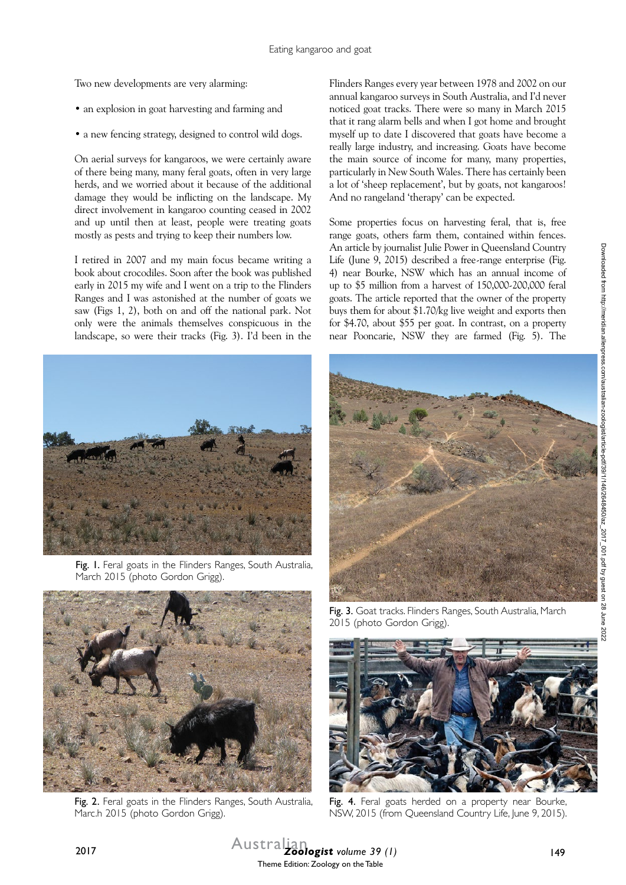Two new developments are very alarming:

- an explosion in goat harvesting and farming and
- a new fencing strategy, designed to control wild dogs.

On aerial surveys for kangaroos, we were certainly aware of there being many, many feral goats, often in very large herds, and we worried about it because of the additional damage they would be inflicting on the landscape. My direct involvement in kangaroo counting ceased in 2002 and up until then at least, people were treating goats mostly as pests and trying to keep their numbers low.

I retired in 2007 and my main focus became writing a book about crocodiles. Soon after the book was published early in 2015 my wife and I went on a trip to the Flinders Ranges and I was astonished at the number of goats we saw (Figs 1, 2), both on and off the national park. Not only were the animals themselves conspicuous in the landscape, so were their tracks (Fig. 3). I'd been in the Flinders Ranges every year between 1978 and 2002 on our annual kangaroo surveys in South Australia, and I'd never noticed goat tracks. There were so many in March 2015 that it rang alarm bells and when I got home and brought myself up to date I discovered that goats have become a really large industry, and increasing. Goats have become the main source of income for many, many properties, particularly in New South Wales. There has certainly been a lot of 'sheep replacement', but by goats, not kangaroos! And no rangeland 'therapy' can be expected.

Some properties focus on harvesting feral, that is, free range goats, others farm them, contained within fences. An article by journalist Julie Power in Queensland Country Life (June 9, 2015) described a free-range enterprise (Fig. 4) near Bourke, NSW which has an annual income of up to $5 million from a harvest of 150,000-200,000 feral goats. The article reported that the owner of the property buys them for about $1.70/kg live weight and exports then for $4.70, about $55 per goat. In contrast, on a property near Pooncarie, NSW they are farmed (Fig. 5). The

Fig. 1. Feral goats in the Flinders Ranges, South Australia, March 2015 (photo Gordon Grigg).

Fig. 2. Feral goats in the Flinders Ranges, South Australia, Marc.h 2015 (photo Gordon Grigg).

Fig. 3. Goat tracks. Flinders Ranges, South Australia, March 2015 (photo Gordon Grigg).

Fig. 4. Feral goats herded on a property near Bourke, NSW, 2015 (from Queensland Country Life, June 9, 2015).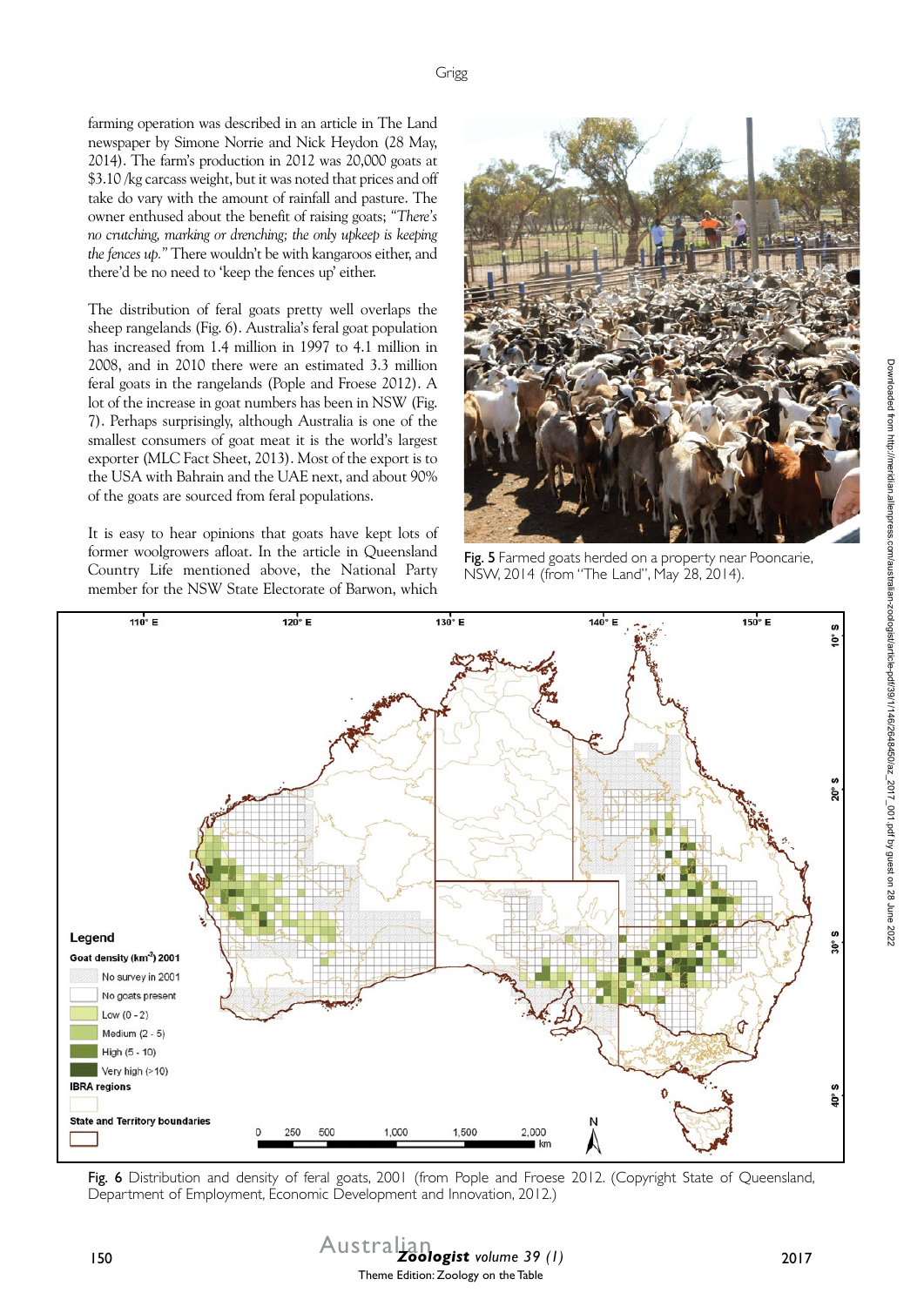farming operation was described in an article in The Land newspaper by Simone Norrie and Nick Heydon (28 May, 2014). The farm's production in 2012 was 20,000 goats at $3.10 /kg carcass weight, but it was noted that prices and off take do vary with the amount of rainfall and pasture. The owner enthused about the benefit of raising goats; *"There's no crutching, marking or drenching; the only upkeep is keeping the fences up."* There wouldn't be with kangaroos either, and there'd be no need to 'keep the fences up' either.

The distribution of feral goats pretty well overlaps the sheep rangelands (Fig. 6). Australia's feral goat population has increased from 1.4 million in 1997 to 4.1 million in 2008, and in 2010 there were an estimated 3.3 million feral goats in the rangelands (Pople and Froese 2012). A lot of the increase in goat numbers has been in NSW (Fig. 7). Perhaps surprisingly, although Australia is one of the smallest consumers of goat meat it is the world's largest exporter (MLC Fact Sheet, 2013). Most of the export is to the USA with Bahrain and the UAE next, and about 90% of the goats are sourced from feral populations.

It is easy to hear opinions that goats have kept lots of former woolgrowers afloat. In the article in Queensland Country Life mentioned above, the National Party member for the NSW State Electorate of Barwon, which

**Fig. 5** Farmed goats herded on a property near Pooncarie, NSW, 2014 (from "The Land", May 28, 2014).

**Fig. 6** Distribution and density of feral goats, 2001 (from Pople and Froese 2012. (Copyright State of Queensland, Department of Employment, Economic Development and Innovation, 2012.)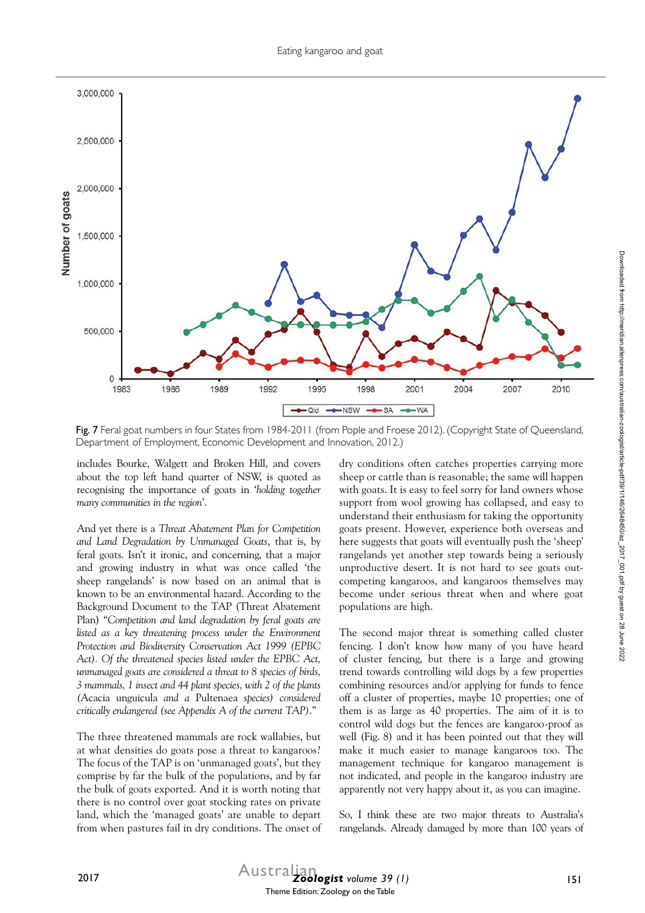Fig. 7 Feral goat numbers in four States from 1984-2011 (from Pople and Froese 2012). (Copyright State of Queensland, Department of Employment, Economic Development and Innovation, 2012.)

includes Bourke, Walgett and Broken Hill, and covers about the top left hand quarter of NSW, is quoted as recognising the importance of goats in '*holding together many communities in the region*'.

And yet there is a *Threat Abatement Plan for Competition and Land Degradation by Unmanaged Goats*, that is, by feral goats. Isn't it ironic, and concerning, that a major and growing industry in what was once called 'the sheep rangelands' is now based on an animal that is known to be an environmental hazard. According to the Background Document to the TAP (Threat Abatement Plan) "*Competition and land degradation by feral goats are listed as a key threatening process under the Environment Protection and Biodiversity Conservation Act 1999 (EPBC Act). Of the threatened species listed under the EPBC Act, unmanaged goats are considered a threat to 8 species of birds, 3 mammals, 1 insect and 44 plant species, with 2 of the plants (*Acacia unguicula *and a* Pultenaea *species) considered critically endangered (see Appendix A of the current TAP).*"

The three threatened mammals are rock wallabies, but at what densities do goats pose a threat to kangaroos? The focus of the TAP is on 'unmanaged goats', but they comprise by far the bulk of the populations, and by far the bulk of goats exported. And it is worth noting that there is no control over goat stocking rates on private land, which the 'managed goats' are unable to depart from when pastures fail in dry conditions. The onset of dry conditions often catches properties carrying more sheep or cattle than is reasonable; the same will happen with goats. It is easy to feel sorry for land owners whose support from wool growing has collapsed, and easy to understand their enthusiasm for taking the opportunity combining goats present. However, experience both overseas and here suggests that goats will eventually push the 'sheep' rangelands yet another step towards being a seriously unproductive desert. It is not hard to see goats out-competing kangaroos, and kangaroos themselves may become under serious threat when and where goat populations are high.

The second major threat is something called cluster fencing. I don't know how many of you have heard of cluster fencing, but there is a large and growing trend towards controlling wild dogs by a few properties combining resources and/or applying for funds to fence off a cluster of properties, maybe 10 properties; one of them is as large as 40 properties. The aim of it is to control wild dogs but the fences are kangaroo-proof as well (Fig. 8) and it has been pointed out that they will make it much easier to manage kangaroos too. The management technique for kangaroo management is not indicated, and people in the kangaroo industry are apparently not very happy about it, as you can imagine.

So, I think these are two major threats to Australia's rangelands. Already damaged by more than 100 years of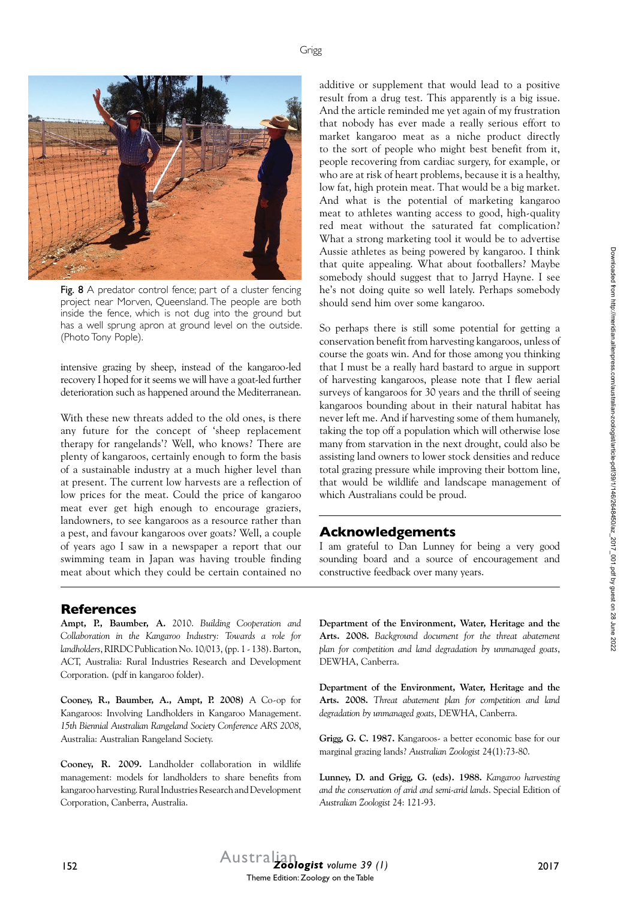Fig. 8 A predator control fence; part of a cluster fencing project near Morven, Queensland. The people are both inside the fence, which is not dug into the ground but has a well sprung apron at ground level on the outside. (Photo Tony Pople).

intensive grazing by sheep, instead of the kangaroo-led recovery I hoped for it seems we will have a goat-led further deterioration such as happened around the Mediterranean.

With these new threats added to the old ones, is there any future for the concept of 'sheep replacement therapy for rangelands'? Well, who knows? There are plenty of kangaroos, certainly enough to form the basis of a sustainable industry at a much higher level than at present. The current low harvests are a reflection of low prices for the meat. Could the price of kangaroo meat ever get high enough to encourage graziers, landowners, to see kangaroos as a resource rather than a pest, and favour kangaroos over goats? Well, a couple of years ago I saw in a newspaper a report that our swimming team in Japan was having trouble finding meat about which they could be certain contained no additive or supplement that would lead to a positive result from a drug test. This apparently is a big issue. And the article reminded me yet again of my frustration that nobody has ever made a really serious effort to market kangaroo meat as a niche product directly to the sort of people who might best benefit from it, people recovering from cardiac surgery, for example, or who are at risk of heart problems, because it is a healthy, low fat, high protein meat. That would be a big market. And what is the potential of marketing kangaroo meat to athletes wanting access to good, high-quality red meat without the saturated fat complication? What a strong marketing tool it would be to advertise Aussie athletes as being powered by kangaroo. I think that quite appealing. What about footballers? Maybe somebody should suggest that to Jarryd Hayne. I see he's not doing quite so well lately. Perhaps somebody should send him over some kangaroo.

So perhaps there is still some potential for getting a conservation benefit from harvesting kangaroos, unless of course the goats win. And for those among you thinking that I must be a really hard bastard to argue in support of harvesting kangaroos, please note that I flew aerial surveys of kangaroos for 30 years and the thrill of seeing kangaroos bounding about in their natural habitat has never left me. And if harvesting some of them humanely, taking the top off a population which will otherwise lose many from starvation in the next drought, could also be assisting land owners to lower stock densities and reduce total grazing pressure while improving their bottom line, that would be wildlife and landscape management of which Australians could be proud.

## Acknowledgements

I am grateful to Dan Lunney for being a very good sounding board and a source of encouragement and constructive feedback over many years.

## References

**Ampt, P., Baumber, A.** 2010. *Building Cooperation and Collaboration in the Kangaroo Industry: Towards a role for landholders*, RIRDC Publication No. 10/013, (pp. 1 - 138). Barton, ACT, Australia: Rural Industries Research and Development Corporation. (pdf in kangaroo folder).

**Cooney, R., Baumber, A., Ampt, P. 2008)** A Co-op for Kangaroos: Involving Landholders in Kangaroo Management. *15th Biennial Australian Rangeland Society Conference ARS 2008*, Australia: Australian Rangeland Society.

**Cooney, R. 2009.** Landholder collaboration in wildlife management: models for landholders to share benefits from kangaroo harvesting. Rural Industries Research and Development Corporation, Canberra, Australia.

**Department of the Environment, Water, Heritage and the Arts. 2008.** *Background document for the threat abatement plan for competition and land degradation by unmanaged goats*, DEWHA, Canberra.

**Department of the Environment, Water, Heritage and the Arts. 2008.** *Threat abatement plan for competition and land degradation by unmanaged goats*, DEWHA, Canberra.

**Grigg, G. C. 1987.** Kangaroos- a better economic base for our marginal grazing lands? *Australian Zoologist* 24(1):73-80.

**Lunney, D. and Grigg, G. (eds). 1988.** *Kangaroo harvesting and the conservation of arid and semi-arid lands*. Special Edition of *Australian Zoologist* 24: 121-93.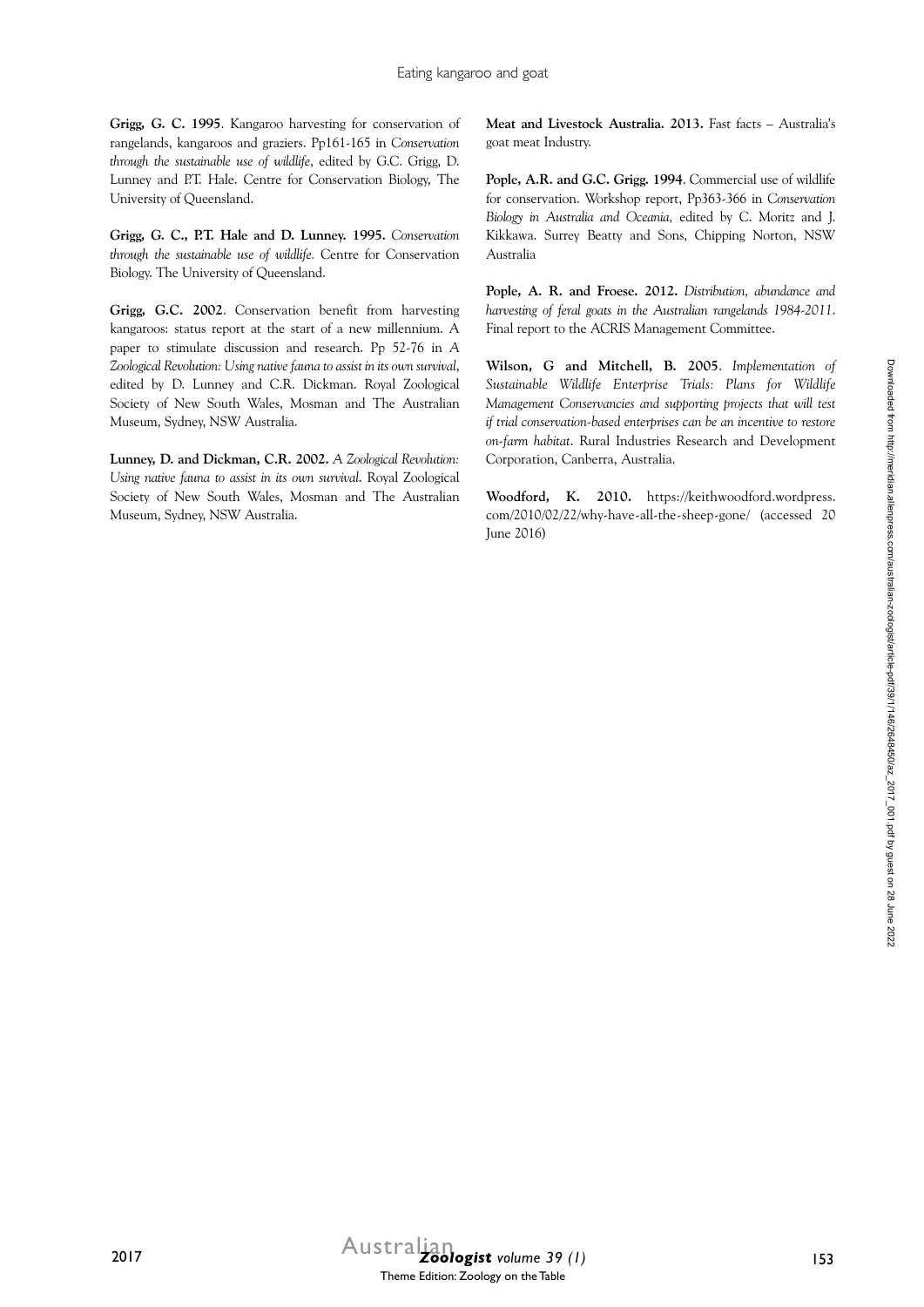**Grigg, G. C. 1995**. Kangaroo harvesting for conservation of rangelands, kangaroos and graziers. Pp161-165 in *Conservation through the sustainable use of wildlife*, edited by G.C. Grigg, D. Lunney and P.T. Hale. Centre for Conservation Biology, The University of Queensland.

**Grigg, G. C., P.T. Hale and D. Lunney. 1995.** *Conservation through the sustainable use of wildlife.* Centre for Conservation Biology. The University of Queensland.

**Grigg, G.C. 2002**. Conservation benefit from harvesting kangaroos: status report at the start of a new millennium. A paper to stimulate discussion and research. Pp 52-76 in *A Zoological Revolution: Using native fauna to assist in its own survival*, edited by D. Lunney and C.R. Dickman. Royal Zoological Society of New South Wales, Mosman and The Australian Museum, Sydney, NSW Australia.

**Lunney, D. and Dickman, C.R. 2002.** *A Zoological Revolution: Using native fauna to assist in its own survival*. Royal Zoological Society of New South Wales, Mosman and The Australian Museum, Sydney, NSW Australia.

**Meat and Livestock Australia. 2013.** Fast facts – Australia's goat meat Industry.

**Pople, A.R. and G.C. Grigg. 1994**. Commercial use of wildlife for conservation. Workshop report, Pp363-366 in *Conservation Biology in Australia and Oceania*, edited by C. Moritz and J. Kikkawa. Surrey Beatty and Sons, Chipping Norton, NSW Australia

**Pople, A. R. and Froese. 2012.** *Distribution, abundance and harvesting of feral goats in the Australian rangelands 1984-2011*. Final report to the ACRIS Management Committee.

**Wilson, G and Mitchell, B. 2005**. *Implementation of Sustainable Wildlife Enterprise Trials: Plans for Wildlife Management Conservancies and supporting projects that will test if trial conservation-based enterprises can be an incentive to restore on-farm habitat*. Rural Industries Research and Development Corporation, Canberra, Australia.

**Woodford, K. 2010.** https://keithwoodford.wordpress.com/2010/02/22/why-have-all-the-sheep-gone/ (accessed 20 June 2016)